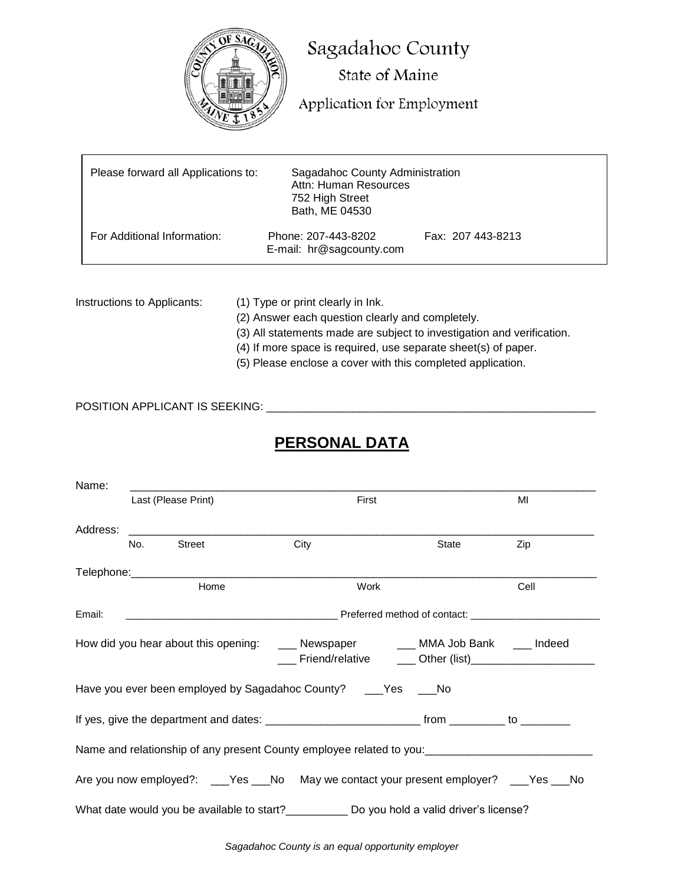# Sagadahoc County

State of Maine

Application for Employment

| | |
|---|---|
| Please forward all Applications to: | Sagadahoc County Administration<br>Attn: Human Resources<br>752 High Street<br>Bath, ME 04530 |
| For Additional Information: | Phone: 207-443-8202 Fax: 207 443-8213<br>E-mail: hr@sagcounty.com |

Instructions to Applicants:

(1) Type or print clearly in Ink.
(2) Answer each question clearly and completely.
(3) All statements made are subject to investigation and verification.
(4) If more space is required, use separate sheet(s) of paper.
(5) Please enclose a cover with this completed application.

POSITION APPLICANT IS SEEKING: ______________________________________________________

## PERSONAL DATA

Name: ____________________________________________________________________________
Last (Please Print) First MI

Address: __________________________________________________________________________
No. Street City State Zip

Telephone:_________________________________________________________________________
Home Work Cell

Email: _____________________________________ Preferred method of contact: _______________________

How did you hear about this opening: ___ Newspaper ___ MMA Job Bank ___ Indeed
___ Friend/relative ___ Other (list)____________________

Have you ever been employed by Sagadahoc County? ___Yes ___No

If yes, give the department and dates: ________________________ from _________ to ________

Name and relationship of any present County employee related to you:___________________________

Are you now employed?: ___Yes ___No May we contact your present employer? ___Yes ___No

What date would you be available to start?__________ Do you hold a valid driver's license?

*Sagadahoc County is an equal opportunity employer*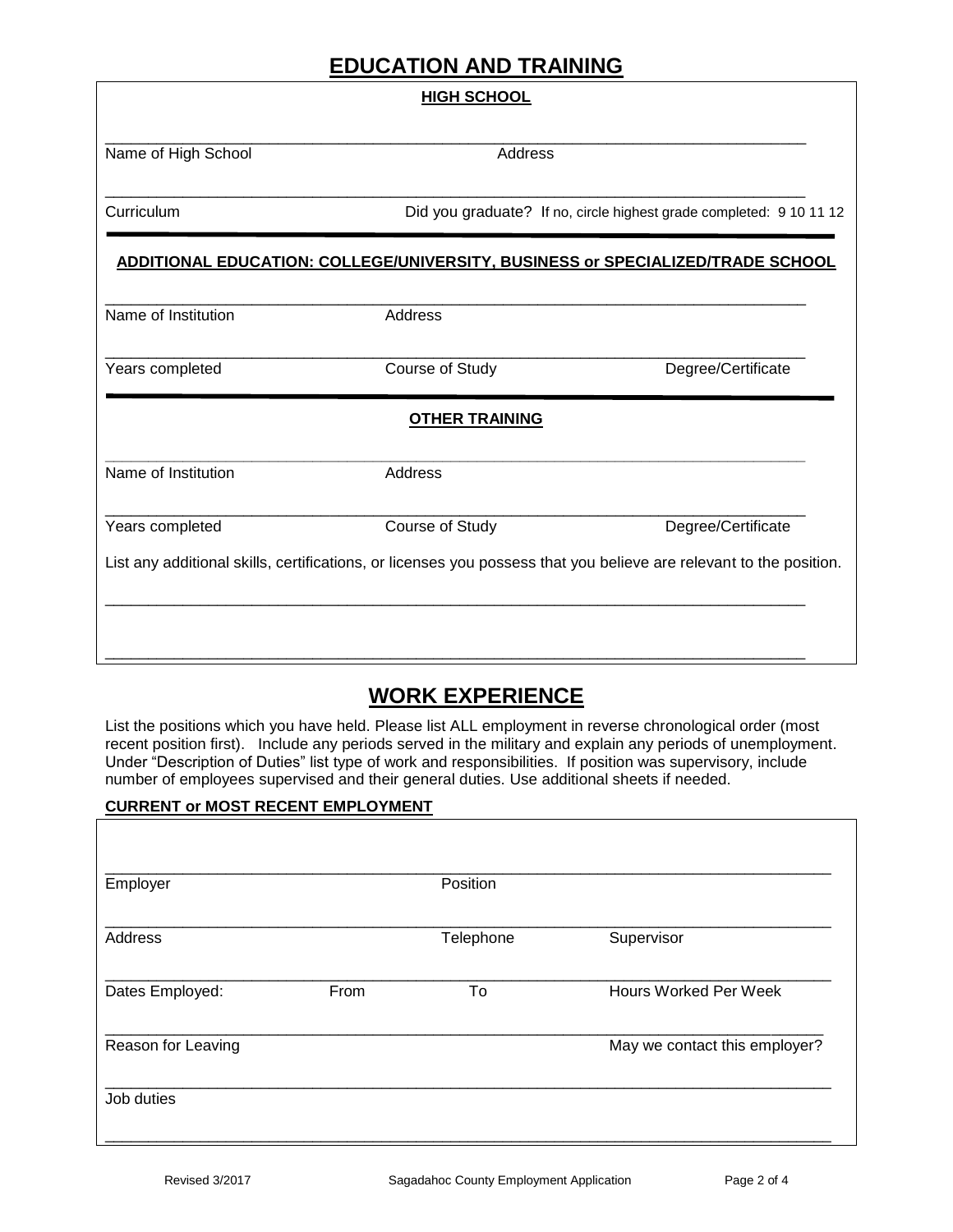# EDUCATION AND TRAINING

## HIGH SCHOOL

\_\_\_\_\_\_\_\_\_\_\_\_\_\_\_\_\_\_\_\_\_\_\_\_\_\_\_\_\_\_\_\_\_\_\_\_\_\_\_\_\_\_\_\_\_\_\_\_\_\_\_\_\_\_\_\_\_\_\_\_\_\_\_\_\_\_\_\_\_\_\_\_\_\_\_\_

Name of High School — Address

\_\_\_\_\_\_\_\_\_\_\_\_\_\_\_\_\_\_\_\_\_\_\_\_\_\_\_\_\_\_\_\_\_\_\_\_\_\_\_\_\_\_\_\_\_\_\_\_\_\_\_\_\_\_\_\_\_\_\_\_\_\_\_\_\_\_\_\_\_\_\_\_\_\_\_\_

Curriculum — Did you graduate? If no, circle highest grade completed: 9 10 11 12

## ADDITIONAL EDUCATION: COLLEGE/UNIVERSITY, BUSINESS or SPECIALIZED/TRADE SCHOOL

\_\_\_\_\_\_\_\_\_\_\_\_\_\_\_\_\_\_\_\_\_\_\_\_\_\_\_\_\_\_\_\_\_\_\_\_\_\_\_\_\_\_\_\_\_\_\_\_\_\_\_\_\_\_\_\_\_\_\_\_\_\_\_\_\_\_\_\_\_\_\_\_\_\_\_\_

Name of Institution — Address

\_\_\_\_\_\_\_\_\_\_\_\_\_\_\_\_\_\_\_\_\_\_\_\_\_\_\_\_\_\_\_\_\_\_\_\_\_\_\_\_\_\_\_\_\_\_\_\_\_\_\_\_\_\_\_\_\_\_\_\_\_\_\_\_\_\_\_\_\_\_\_\_\_\_\_\_

Years completed — Course of Study — Degree/Certificate

## OTHER TRAINING

\_\_\_\_\_\_\_\_\_\_\_\_\_\_\_\_\_\_\_\_\_\_\_\_\_\_\_\_\_\_\_\_\_\_\_\_\_\_\_\_\_\_\_\_\_\_\_\_\_\_\_\_\_\_\_\_\_\_\_\_\_\_\_\_\_\_\_\_\_\_\_\_\_\_\_\_

Name of Institution — Address

\_\_\_\_\_\_\_\_\_\_\_\_\_\_\_\_\_\_\_\_\_\_\_\_\_\_\_\_\_\_\_\_\_\_\_\_\_\_\_\_\_\_\_\_\_\_\_\_\_\_\_\_\_\_\_\_\_\_\_\_\_\_\_\_\_\_\_\_\_\_\_\_\_\_\_\_

Years completed — Course of Study — Degree/Certificate

List any additional skills, certifications, or licenses you possess that you believe are relevant to the position.

\_\_\_\_\_\_\_\_\_\_\_\_\_\_\_\_\_\_\_\_\_\_\_\_\_\_\_\_\_\_\_\_\_\_\_\_\_\_\_\_\_\_\_\_\_\_\_\_\_\_\_\_\_\_\_\_\_\_\_\_\_\_\_\_\_\_\_\_\_\_\_\_\_\_\_\_

\_\_\_\_\_\_\_\_\_\_\_\_\_\_\_\_\_\_\_\_\_\_\_\_\_\_\_\_\_\_\_\_\_\_\_\_\_\_\_\_\_\_\_\_\_\_\_\_\_\_\_\_\_\_\_\_\_\_\_\_\_\_\_\_\_\_\_\_\_\_\_\_\_\_\_\_

# WORK EXPERIENCE

List the positions which you have held. Please list ALL employment in reverse chronological order (most recent position first). Include any periods served in the military and explain any periods of unemployment. Under "Description of Duties" list type of work and responsibilities. If position was supervisory, include number of employees supervised and their general duties. Use additional sheets if needed.

**CURRENT or MOST RECENT EMPLOYMENT**

\_\_\_\_\_\_\_\_\_\_\_\_\_\_\_\_\_\_\_\_\_\_\_\_\_\_\_\_\_\_\_\_\_\_\_\_\_\_\_\_\_\_\_\_\_\_\_\_\_\_\_\_\_\_\_\_\_\_\_\_\_\_\_\_\_\_\_\_\_\_\_\_\_\_\_\_

Employer — Position

\_\_\_\_\_\_\_\_\_\_\_\_\_\_\_\_\_\_\_\_\_\_\_\_\_\_\_\_\_\_\_\_\_\_\_\_\_\_\_\_\_\_\_\_\_\_\_\_\_\_\_\_\_\_\_\_\_\_\_\_\_\_\_\_\_\_\_\_\_\_\_\_\_\_\_\_

Address — Telephone — Supervisor

\_\_\_\_\_\_\_\_\_\_\_\_\_\_\_\_\_\_\_\_\_\_\_\_\_\_\_\_\_\_\_\_\_\_\_\_\_\_\_\_\_\_\_\_\_\_\_\_\_\_\_\_\_\_\_\_\_\_\_\_\_\_\_\_\_\_\_\_\_\_\_\_\_\_\_\_

Dates Employed: From — To — Hours Worked Per Week

\_\_\_\_\_\_\_\_\_\_\_\_\_\_\_\_\_\_\_\_\_\_\_\_\_\_\_\_\_\_\_\_\_\_\_\_\_\_\_\_\_\_\_\_\_\_\_\_\_\_\_\_\_\_\_\_\_\_\_\_\_\_\_\_\_\_\_\_\_\_\_\_\_\_\_\_

Reason for Leaving — May we contact this employer?

\_\_\_\_\_\_\_\_\_\_\_\_\_\_\_\_\_\_\_\_\_\_\_\_\_\_\_\_\_\_\_\_\_\_\_\_\_\_\_\_\_\_\_\_\_\_\_\_\_\_\_\_\_\_\_\_\_\_\_\_\_\_\_\_\_\_\_\_\_\_\_\_\_\_\_\_

Job duties

\_\_\_\_\_\_\_\_\_\_\_\_\_\_\_\_\_\_\_\_\_\_\_\_\_\_\_\_\_\_\_\_\_\_\_\_\_\_\_\_\_\_\_\_\_\_\_\_\_\_\_\_\_\_\_\_\_\_\_\_\_\_\_\_\_\_\_\_\_\_\_\_\_\_\_\_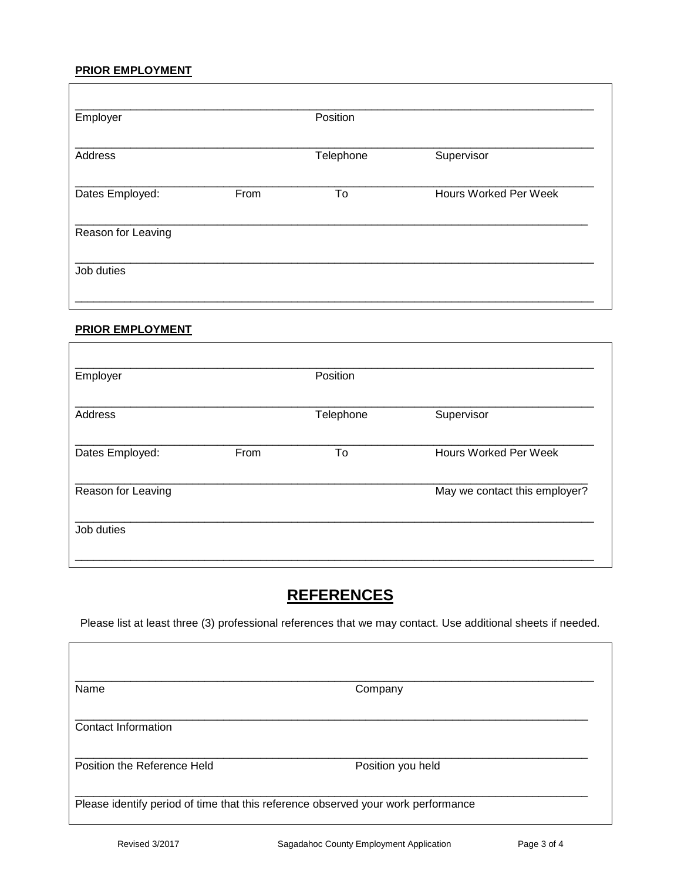**PRIOR EMPLOYMENT**

| | | | |
|---|---|---|---|
| Employer | | Position | |
| Address | | Telephone | Supervisor |
| Dates Employed: | From | To | Hours Worked Per Week |
| Reason for Leaving | | | |
| Job duties | | | |

**PRIOR EMPLOYMENT**

| | | | |
|---|---|---|---|
| Employer | | Position | |
| Address | | Telephone | Supervisor |
| Dates Employed: | From | To | Hours Worked Per Week |
| Reason for Leaving | | | May we contact this employer? |
| Job duties | | | |

## **REFERENCES**

Please list at least three (3) professional references that we may contact. Use additional sheets if needed.

| | |
|---|---|
| Name | Company |
| Contact Information | |
| Position the Reference Held | Position you held |
| Please identify period of time that this reference observed your work performance | |

Revised 3/2017 Sagadahoc County Employment Application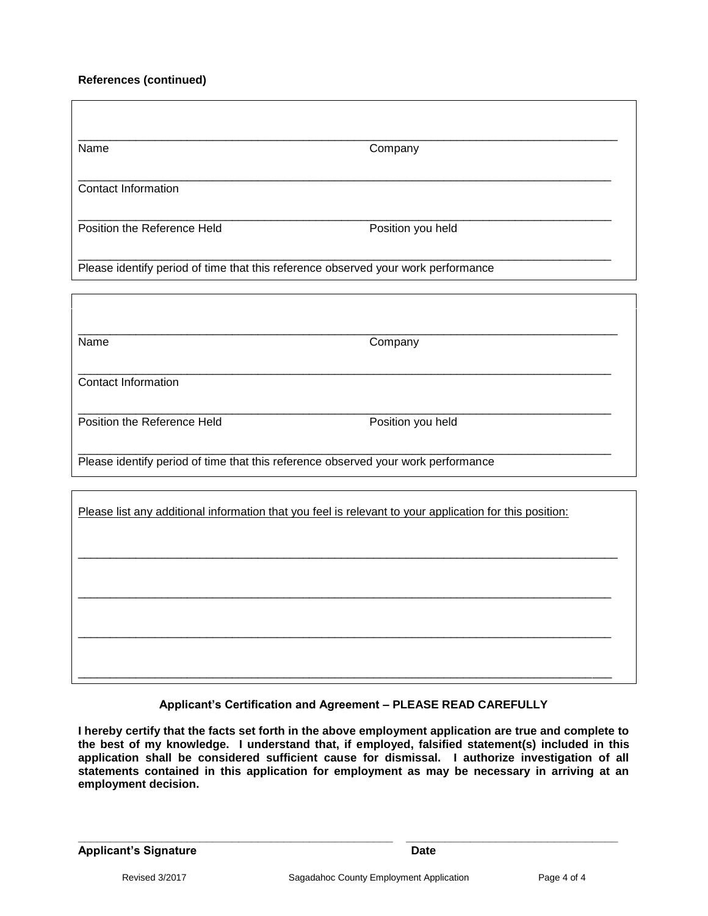**References (continued)**

\_\_\_\_\_\_\_\_\_\_\_\_\_\_\_\_\_\_\_\_\_\_\_\_\_\_\_\_\_\_\_\_\_\_\_\_\_\_\_\_\_\_\_\_\_\_\_\_\_\_\_\_\_\_\_\_\_\_\_\_\_\_\_\_\_\_\_\_\_\_\_\_\_\_\_\_\_\_\_\_\_\_\_
Name Company

\_\_\_\_\_\_\_\_\_\_\_\_\_\_\_\_\_\_\_\_\_\_\_\_\_\_\_\_\_\_\_\_\_\_\_\_\_\_\_\_\_\_\_\_\_\_\_\_\_\_\_\_\_\_\_\_\_\_\_\_\_\_\_\_\_\_\_\_\_\_\_\_\_\_\_\_\_\_\_\_\_\_\_
Contact Information

\_\_\_\_\_\_\_\_\_\_\_\_\_\_\_\_\_\_\_\_\_\_\_\_\_\_\_\_\_\_\_\_\_\_\_\_\_\_\_\_\_\_\_\_\_\_\_\_\_\_\_\_\_\_\_\_\_\_\_\_\_\_\_\_\_\_\_\_\_\_\_\_\_\_\_\_\_\_\_\_\_\_\_
Position the Reference Held Position you held

\_\_\_\_\_\_\_\_\_\_\_\_\_\_\_\_\_\_\_\_\_\_\_\_\_\_\_\_\_\_\_\_\_\_\_\_\_\_\_\_\_\_\_\_\_\_\_\_\_\_\_\_\_\_\_\_\_\_\_\_\_\_\_\_\_\_\_\_\_\_\_\_\_\_\_\_\_\_\_\_\_\_\_
Please identify period of time that this reference observed your work performance

\_\_\_\_\_\_\_\_\_\_\_\_\_\_\_\_\_\_\_\_\_\_\_\_\_\_\_\_\_\_\_\_\_\_\_\_\_\_\_\_\_\_\_\_\_\_\_\_\_\_\_\_\_\_\_\_\_\_\_\_\_\_\_\_\_\_\_\_\_\_\_\_\_\_\_\_\_\_\_\_\_\_\_
Name Company

\_\_\_\_\_\_\_\_\_\_\_\_\_\_\_\_\_\_\_\_\_\_\_\_\_\_\_\_\_\_\_\_\_\_\_\_\_\_\_\_\_\_\_\_\_\_\_\_\_\_\_\_\_\_\_\_\_\_\_\_\_\_\_\_\_\_\_\_\_\_\_\_\_\_\_\_\_\_\_\_\_\_\_
Contact Information

\_\_\_\_\_\_\_\_\_\_\_\_\_\_\_\_\_\_\_\_\_\_\_\_\_\_\_\_\_\_\_\_\_\_\_\_\_\_\_\_\_\_\_\_\_\_\_\_\_\_\_\_\_\_\_\_\_\_\_\_\_\_\_\_\_\_\_\_\_\_\_\_\_\_\_\_\_\_\_\_\_\_\_
Position the Reference Held Position you held

\_\_\_\_\_\_\_\_\_\_\_\_\_\_\_\_\_\_\_\_\_\_\_\_\_\_\_\_\_\_\_\_\_\_\_\_\_\_\_\_\_\_\_\_\_\_\_\_\_\_\_\_\_\_\_\_\_\_\_\_\_\_\_\_\_\_\_\_\_\_\_\_\_\_\_\_\_\_\_\_\_\_\_
Please identify period of time that this reference observed your work performance

<u>Please list any additional information that you feel is relevant to your application for this position:</u>

\_\_\_\_\_\_\_\_\_\_\_\_\_\_\_\_\_\_\_\_\_\_\_\_\_\_\_\_\_\_\_\_\_\_\_\_\_\_\_\_\_\_\_\_\_\_\_\_\_\_\_\_\_\_\_\_\_\_\_\_\_\_\_\_\_\_\_\_\_\_\_\_\_\_\_\_\_\_\_\_\_\_\_

\_\_\_\_\_\_\_\_\_\_\_\_\_\_\_\_\_\_\_\_\_\_\_\_\_\_\_\_\_\_\_\_\_\_\_\_\_\_\_\_\_\_\_\_\_\_\_\_\_\_\_\_\_\_\_\_\_\_\_\_\_\_\_\_\_\_\_\_\_\_\_\_\_\_\_\_\_\_\_\_\_\_\_

\_\_\_\_\_\_\_\_\_\_\_\_\_\_\_\_\_\_\_\_\_\_\_\_\_\_\_\_\_\_\_\_\_\_\_\_\_\_\_\_\_\_\_\_\_\_\_\_\_\_\_\_\_\_\_\_\_\_\_\_\_\_\_\_\_\_\_\_\_\_\_\_\_\_\_\_\_\_\_\_\_\_\_

\_\_\_\_\_\_\_\_\_\_\_\_\_\_\_\_\_\_\_\_\_\_\_\_\_\_\_\_\_\_\_\_\_\_\_\_\_\_\_\_\_\_\_\_\_\_\_\_\_\_\_\_\_\_\_\_\_\_\_\_\_\_\_\_\_\_\_\_\_\_\_\_\_\_\_\_\_\_\_\_\_\_\_

### Applicant's Certification and Agreement – PLEASE READ CAREFULLY

**I hereby certify that the facts set forth in the above employment application are true and complete to the best of my knowledge. I understand that, if employed, falsified statement(s) included in this application shall be considered sufficient cause for dismissal. I authorize investigation of all statements contained in this application for employment as may be necessary in arriving at an employment decision.**

\_\_\_\_\_\_\_\_\_\_\_\_\_\_\_\_\_\_\_\_\_\_\_\_\_\_\_\_\_\_\_\_\_\_\_\_\_\_\_\_\_\_\_\_\_\_\_\_\_ \_\_\_\_\_\_\_\_\_\_\_\_\_\_\_\_\_\_\_\_\_\_\_\_\_\_\_\_\_\_\_\_\_\_
**Applicant's Signature** **Date**

Revised 3/2017 Sagadahoc County Employment Application